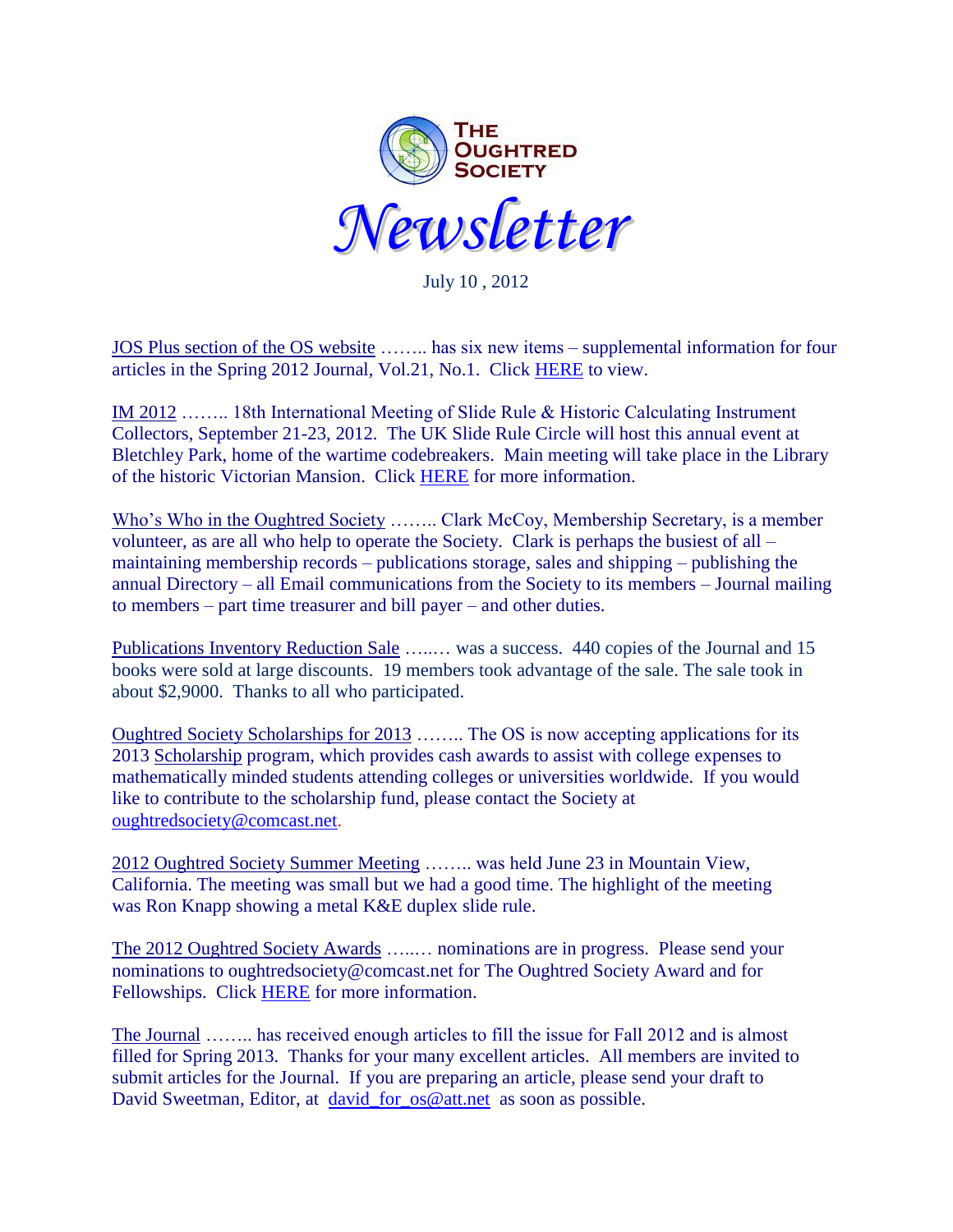# THE OUGHTRED SOCIETY

# *Newsletter*

July 10 , 2012

JOS Plus section of the OS website …….. has six new items – supplemental information for four articles in the Spring 2012 Journal, Vol.21, No.1. Click HERE to view.

IM 2012 …….. 18th International Meeting of Slide Rule & Historic Calculating Instrument Collectors, September 21-23, 2012. The UK Slide Rule Circle will host this annual event at Bletchley Park, home of the wartime codebreakers. Main meeting will take place in the Library of the historic Victorian Mansion. Click HERE for more information.

Who's Who in the Oughtred Society …….. Clark McCoy, Membership Secretary, is a member volunteer, as are all who help to operate the Society. Clark is perhaps the busiest of all – maintaining membership records – publications storage, sales and shipping – publishing the annual Directory – all Email communications from the Society to its members – Journal mailing to members – part time treasurer and bill payer – and other duties.

Publications Inventory Reduction Sale …..… was a success. 440 copies of the Journal and 15 books were sold at large discounts. 19 members took advantage of the sale. The sale took in about $2,9000. Thanks to all who participated.

Oughtred Society Scholarships for 2013 …….. The OS is now accepting applications for its 2013 Scholarship program, which provides cash awards to assist with college expenses to mathematically minded students attending colleges or universities worldwide. If you would like to contribute to the scholarship fund, please contact the Society at oughtredsociety@comcast.net.

2012 Oughtred Society Summer Meeting …….. was held June 23 in Mountain View, California. The meeting was small but we had a good time. The highlight of the meeting was Ron Knapp showing a metal K&E duplex slide rule.

The 2012 Oughtred Society Awards …..… nominations are in progress. Please send your nominations to oughtredsociety@comcast.net for The Oughtred Society Award and for Fellowships. Click HERE for more information.

The Journal …….. has received enough articles to fill the issue for Fall 2012 and is almost filled for Spring 2013. Thanks for your many excellent articles. All members are invited to submit articles for the Journal. If you are preparing an article, please send your draft to David Sweetman, Editor, at david_for_os@att.net as soon as possible.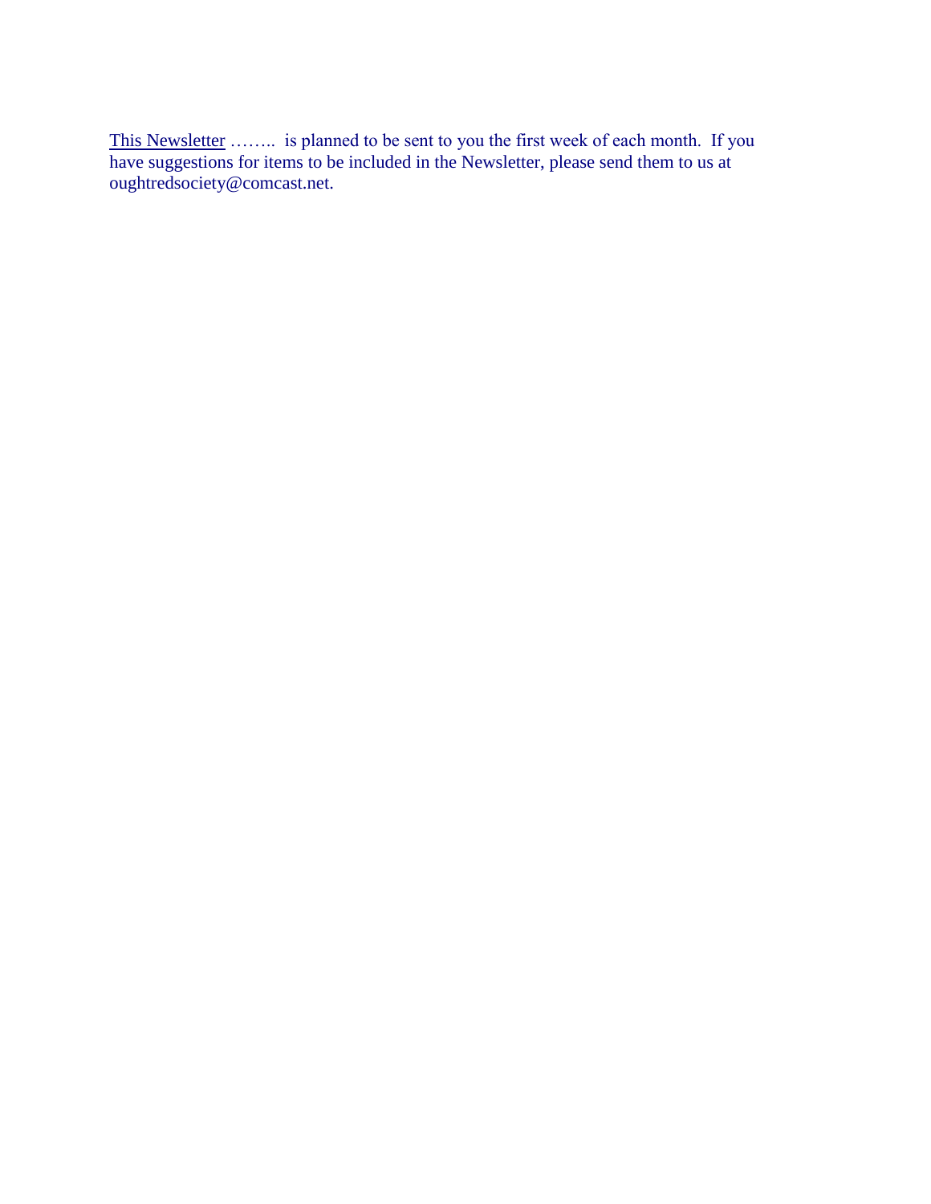<u>This Newsletter</u> …….. is planned to be sent to you the first week of each month. If you have suggestions for items to be included in the Newsletter, please send them to us at oughtredsociety@comcast.net.